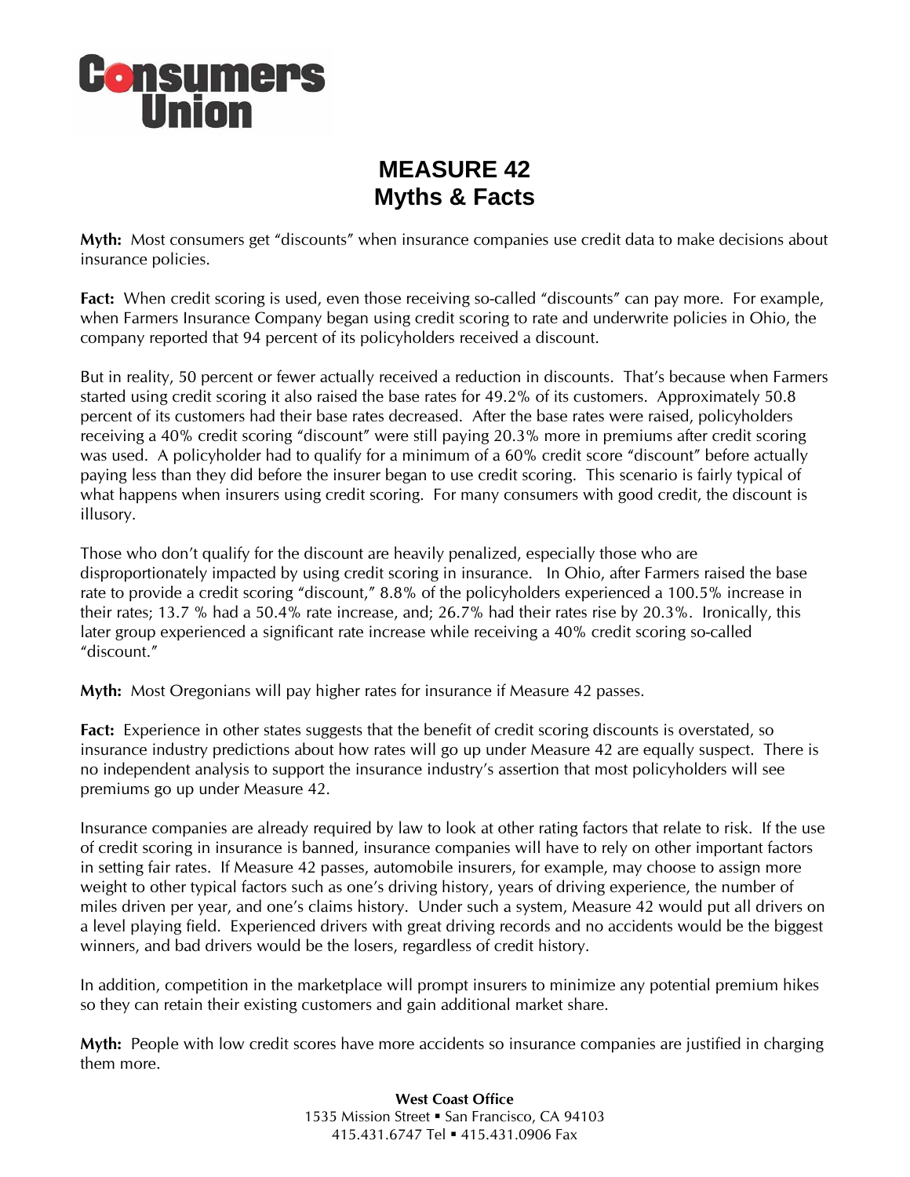Consumers Union

# MEASURE 42
## Myths & Facts

**Myth:** Most consumers get "discounts" when insurance companies use credit data to make decisions about insurance policies.

**Fact:** When credit scoring is used, even those receiving so-called "discounts" can pay more. For example, when Farmers Insurance Company began using credit scoring to rate and underwrite policies in Ohio, the company reported that 94 percent of its policyholders received a discount.

But in reality, 50 percent or fewer actually received a reduction in discounts. That's because when Farmers started using credit scoring it also raised the base rates for 49.2% of its customers. Approximately 50.8 percent of its customers had their base rates decreased. After the base rates were raised, policyholders receiving a 40% credit scoring "discount" were still paying 20.3% more in premiums after credit scoring was used. A policyholder had to qualify for a minimum of a 60% credit score "discount" before actually paying less than they did before the insurer began to use credit scoring. This scenario is fairly typical of what happens when insurers using credit scoring. For many consumers with good credit, the discount is illusory.

Those who don't qualify for the discount are heavily penalized, especially those who are disproportionately impacted by using credit scoring in insurance. In Ohio, after Farmers raised the base rate to provide a credit scoring "discount," 8.8% of the policyholders experienced a 100.5% increase in their rates; 13.7 % had a 50.4% rate increase, and; 26.7% had their rates rise by 20.3%. Ironically, this later group experienced a significant rate increase while receiving a 40% credit scoring so-called "discount."

**Myth:** Most Oregonians will pay higher rates for insurance if Measure 42 passes.

**Fact:** Experience in other states suggests that the benefit of credit scoring discounts is overstated, so insurance industry predictions about how rates will go up under Measure 42 are equally suspect. There is no independent analysis to support the insurance industry's assertion that most policyholders will see premiums go up under Measure 42.

Insurance companies are already required by law to look at other rating factors that relate to risk. If the use of credit scoring in insurance is banned, insurance companies will have to rely on other important factors in setting fair rates. If Measure 42 passes, automobile insurers, for example, may choose to assign more weight to other typical factors such as one's driving history, years of driving experience, the number of miles driven per year, and one's claims history. Under such a system, Measure 42 would put all drivers on a level playing field. Experienced drivers with great driving records and no accidents would be the biggest winners, and bad drivers would be the losers, regardless of credit history.

In addition, competition in the marketplace will prompt insurers to minimize any potential premium hikes so they can retain their existing customers and gain additional market share.

**Myth:** People with low credit scores have more accidents so insurance companies are justified in charging them more.

**West Coast Office**
1535 Mission Street ▪ San Francisco, CA 94103
415.431.6747 Tel ▪ 415.431.0906 Fax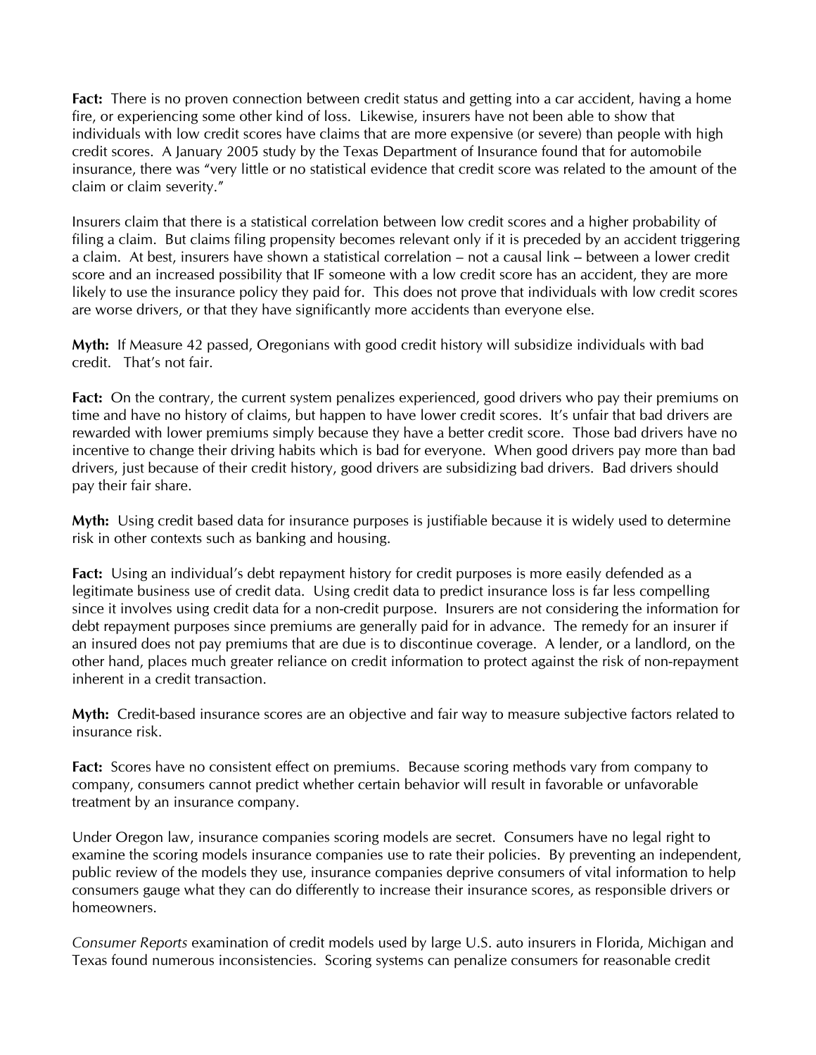**Fact:** There is no proven connection between credit status and getting into a car accident, having a home fire, or experiencing some other kind of loss. Likewise, insurers have not been able to show that individuals with low credit scores have claims that are more expensive (or severe) than people with high credit scores. A January 2005 study by the Texas Department of Insurance found that for automobile insurance, there was "very little or no statistical evidence that credit score was related to the amount of the claim or claim severity."

Insurers claim that there is a statistical correlation between low credit scores and a higher probability of filing a claim. But claims filing propensity becomes relevant only if it is preceded by an accident triggering a claim. At best, insurers have shown a statistical correlation – not a causal link – between a lower credit score and an increased possibility that IF someone with a low credit score has an accident, they are more likely to use the insurance policy they paid for. This does not prove that individuals with low credit scores are worse drivers, or that they have significantly more accidents than everyone else.

**Myth:** If Measure 42 passed, Oregonians with good credit history will subsidize individuals with bad credit. That's not fair.

**Fact:** On the contrary, the current system penalizes experienced, good drivers who pay their premiums on time and have no history of claims, but happen to have lower credit scores. It's unfair that bad drivers are rewarded with lower premiums simply because they have a better credit score. Those bad drivers have no incentive to change their driving habits which is bad for everyone. When good drivers pay more than bad drivers, just because of their credit history, good drivers are subsidizing bad drivers. Bad drivers should pay their fair share.

**Myth:** Using credit based data for insurance purposes is justifiable because it is widely used to determine risk in other contexts such as banking and housing.

**Fact:** Using an individual's debt repayment history for credit purposes is more easily defended as a legitimate business use of credit data. Using credit data to predict insurance loss is far less compelling since it involves using credit data for a non-credit purpose. Insurers are not considering the information for debt repayment purposes since premiums are generally paid for in advance. The remedy for an insurer if an insured does not pay premiums that are due is to discontinue coverage. A lender, or a landlord, on the other hand, places much greater reliance on credit information to protect against the risk of non-repayment inherent in a credit transaction.

**Myth:** Credit-based insurance scores are an objective and fair way to measure subjective factors related to insurance risk.

**Fact:** Scores have no consistent effect on premiums. Because scoring methods vary from company to company, consumers cannot predict whether certain behavior will result in favorable or unfavorable treatment by an insurance company.

Under Oregon law, insurance companies scoring models are secret. Consumers have no legal right to examine the scoring models insurance companies use to rate their policies. By preventing an independent, public review of the models they use, insurance companies deprive consumers of vital information to help consumers gauge what they can do differently to increase their insurance scores, as responsible drivers or homeowners.

*Consumer Reports* examination of credit models used by large U.S. auto insurers in Florida, Michigan and Texas found numerous inconsistencies. Scoring systems can penalize consumers for reasonable credit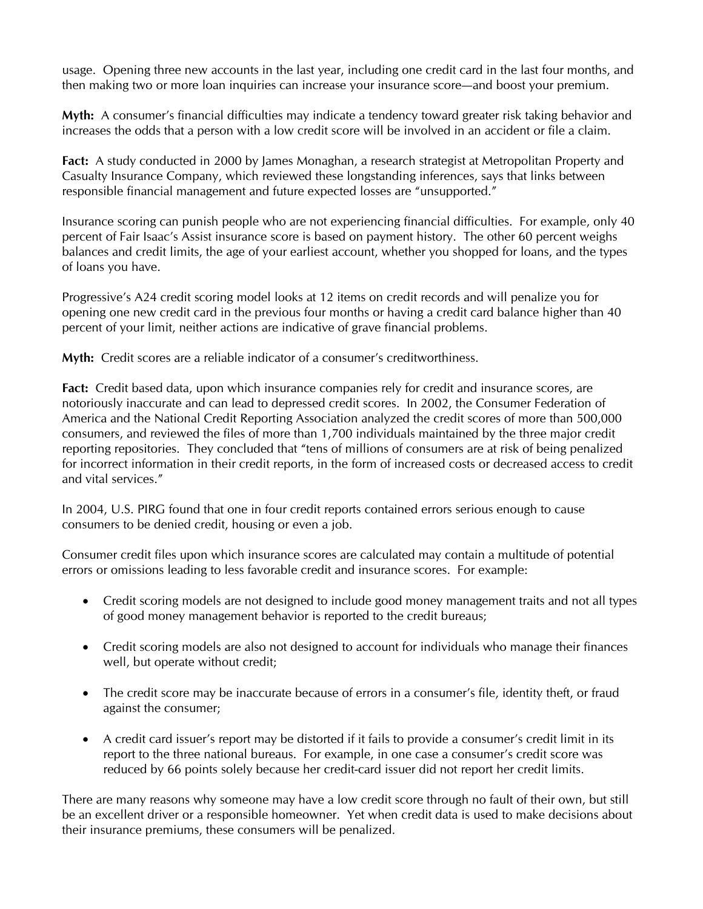usage. Opening three new accounts in the last year, including one credit card in the last four months, and then making two or more loan inquiries can increase your insurance score—and boost your premium.

**Myth:** A consumer's financial difficulties may indicate a tendency toward greater risk taking behavior and increases the odds that a person with a low credit score will be involved in an accident or file a claim.

**Fact:** A study conducted in 2000 by James Monaghan, a research strategist at Metropolitan Property and Casualty Insurance Company, which reviewed these longstanding inferences, says that links between responsible financial management and future expected losses are "unsupported."

Insurance scoring can punish people who are not experiencing financial difficulties. For example, only 40 percent of Fair Isaac's Assist insurance score is based on payment history. The other 60 percent weighs balances and credit limits, the age of your earliest account, whether you shopped for loans, and the types of loans you have.

Progressive's A24 credit scoring model looks at 12 items on credit records and will penalize you for opening one new credit card in the previous four months or having a credit card balance higher than 40 percent of your limit, neither actions are indicative of grave financial problems.

**Myth:** Credit scores are a reliable indicator of a consumer's creditworthiness.

**Fact:** Credit based data, upon which insurance companies rely for credit and insurance scores, are notoriously inaccurate and can lead to depressed credit scores. In 2002, the Consumer Federation of America and the National Credit Reporting Association analyzed the credit scores of more than 500,000 consumers, and reviewed the files of more than 1,700 individuals maintained by the three major credit reporting repositories. They concluded that "tens of millions of consumers are at risk of being penalized for incorrect information in their credit reports, in the form of increased costs or decreased access to credit and vital services."

In 2004, U.S. PIRG found that one in four credit reports contained errors serious enough to cause consumers to be denied credit, housing or even a job.

Consumer credit files upon which insurance scores are calculated may contain a multitude of potential errors or omissions leading to less favorable credit and insurance scores. For example:

- Credit scoring models are not designed to include good money management traits and not all types of good money management behavior is reported to the credit bureaus;

- Credit scoring models are also not designed to account for individuals who manage their finances well, but operate without credit;

- The credit score may be inaccurate because of errors in a consumer's file, identity theft, or fraud against the consumer;

- A credit card issuer's report may be distorted if it fails to provide a consumer's credit limit in its report to the three national bureaus. For example, in one case a consumer's credit score was reduced by 66 points solely because her credit-card issuer did not report her credit limits.

There are many reasons why someone may have a low credit score through no fault of their own, but still be an excellent driver or a responsible homeowner. Yet when credit data is used to make decisions about their insurance premiums, these consumers will be penalized.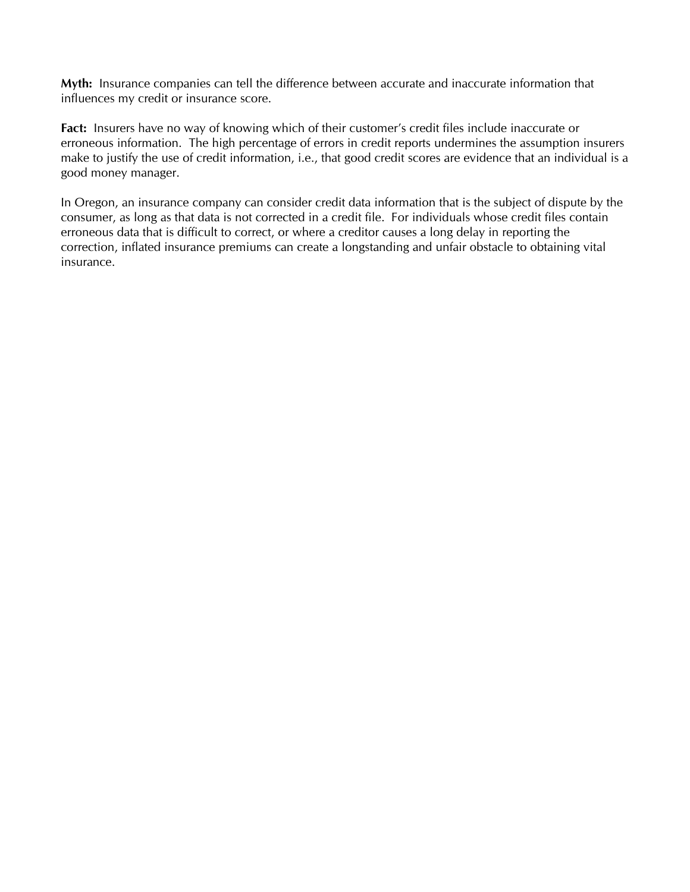**Myth:** Insurance companies can tell the difference between accurate and inaccurate information that influences my credit or insurance score.

**Fact:** Insurers have no way of knowing which of their customer's credit files include inaccurate or erroneous information. The high percentage of errors in credit reports undermines the assumption insurers make to justify the use of credit information, i.e., that good credit scores are evidence that an individual is a good money manager.

In Oregon, an insurance company can consider credit data information that is the subject of dispute by the consumer, as long as that data is not corrected in a credit file. For individuals whose credit files contain erroneous data that is difficult to correct, or where a creditor causes a long delay in reporting the correction, inflated insurance premiums can create a longstanding and unfair obstacle to obtaining vital insurance.